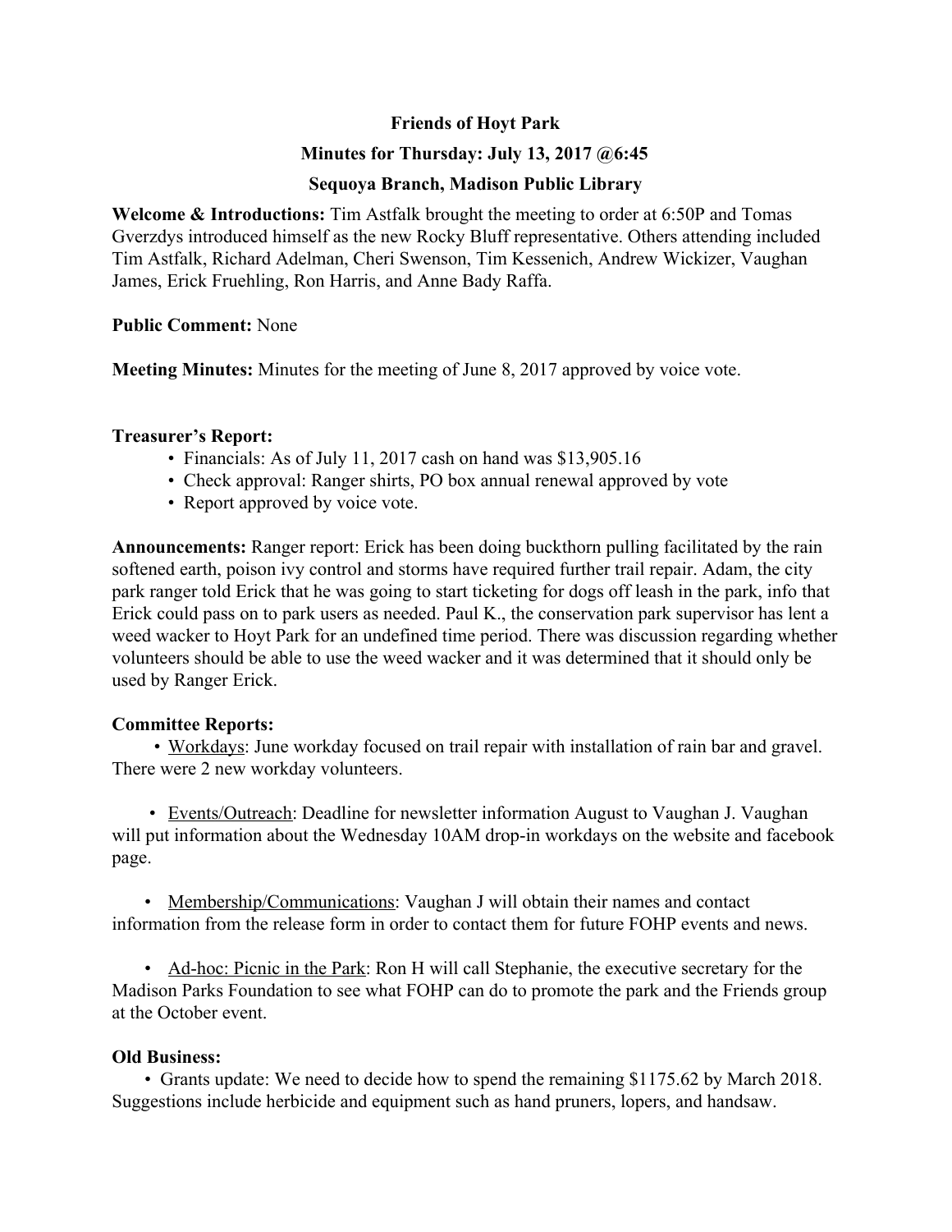**Friends of Hoyt Park**

**Minutes for Thursday: July 13, 2017 @6:45**

**Sequoya Branch, Madison Public Library**

**Welcome & Introductions:** Tim Astfalk brought the meeting to order at 6:50P and Tomas Gverzdys introduced himself as the new Rocky Bluff representative. Others attending included Tim Astfalk, Richard Adelman, Cheri Swenson, Tim Kessenich, Andrew Wickizer, Vaughan James, Erick Fruehling, Ron Harris, and Anne Bady Raffa.

**Public Comment:** None

**Meeting Minutes:** Minutes for the meeting of June 8, 2017 approved by voice vote.

**Treasurer's Report:**

- Financials: As of July 11, 2017 cash on hand was $13,905.16
- Check approval: Ranger shirts, PO box annual renewal approved by vote
- Report approved by voice vote.

**Announcements:** Ranger report: Erick has been doing buckthorn pulling facilitated by the rain softened earth, poison ivy control and storms have required further trail repair. Adam, the city park ranger told Erick that he was going to start ticketing for dogs off leash in the park, info that Erick could pass on to park users as needed. Paul K., the conservation park supervisor has lent a weed wacker to Hoyt Park for an undefined time period. There was discussion regarding whether volunteers should be able to use the weed wacker and it was determined that it should only be used by Ranger Erick.

**Committee Reports:**

- Workdays: June workday focused on trail repair with installation of rain bar and gravel. There were 2 new workday volunteers.

- Events/Outreach: Deadline for newsletter information August to Vaughan J. Vaughan will put information about the Wednesday 10AM drop-in workdays on the website and facebook page.

- Membership/Communications: Vaughan J will obtain their names and contact information from the release form in order to contact them for future FOHP events and news.

- Ad-hoc: Picnic in the Park: Ron H will call Stephanie, the executive secretary for the Madison Parks Foundation to see what FOHP can do to promote the park and the Friends group at the October event.

**Old Business:**

- Grants update: We need to decide how to spend the remaining $1175.62 by March 2018. Suggestions include herbicide and equipment such as hand pruners, lopers, and handsaw.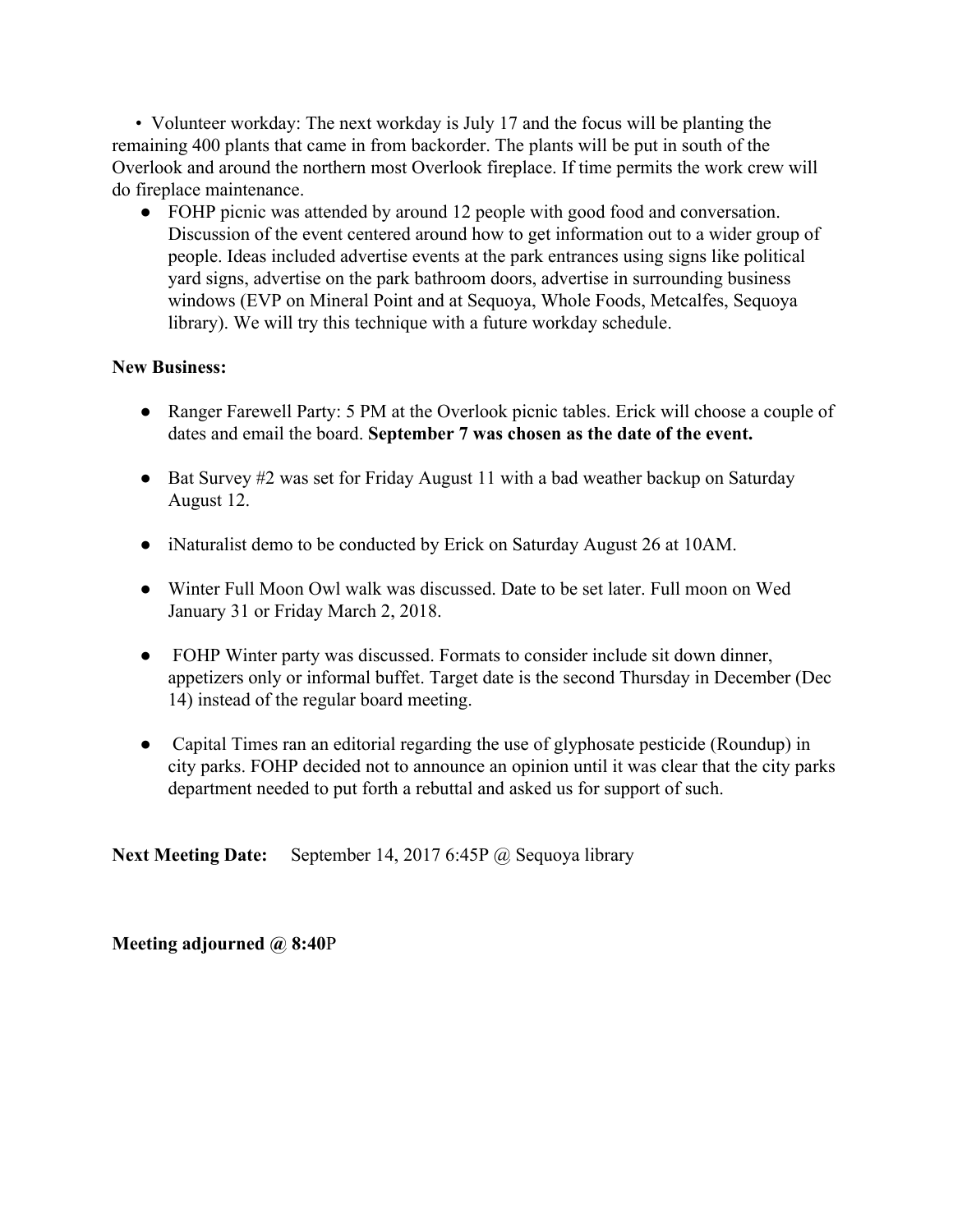- Volunteer workday: The next workday is July 17 and the focus will be planting the remaining 400 plants that came in from backorder. The plants will be put in south of the Overlook and around the northern most Overlook fireplace. If time permits the work crew will do fireplace maintenance.
  - FOHP picnic was attended by around 12 people with good food and conversation. Discussion of the event centered around how to get information out to a wider group of people. Ideas included advertise events at the park entrances using signs like political yard signs, advertise on the park bathroom doors, advertise in surrounding business windows (EVP on Mineral Point and at Sequoya, Whole Foods, Metcalfes, Sequoya library). We will try this technique with a future workday schedule.

**New Business:**

- Ranger Farewell Party: 5 PM at the Overlook picnic tables. Erick will choose a couple of dates and email the board. **September 7 was chosen as the date of the event.**

- Bat Survey #2 was set for Friday August 11 with a bad weather backup on Saturday August 12.

- iNaturalist demo to be conducted by Erick on Saturday August 26 at 10AM.

- Winter Full Moon Owl walk was discussed. Date to be set later. Full moon on Wed January 31 or Friday March 2, 2018.

- FOHP Winter party was discussed. Formats to consider include sit down dinner, appetizers only or informal buffet. Target date is the second Thursday in December (Dec 14) instead of the regular board meeting.

- Capital Times ran an editorial regarding the use of glyphosate pesticide (Roundup) in city parks. FOHP decided not to announce an opinion until it was clear that the city parks department needed to put forth a rebuttal and asked us for support of such.

**Next Meeting Date:** September 14, 2017 6:45P @ Sequoya library

**Meeting adjourned @ 8:40**P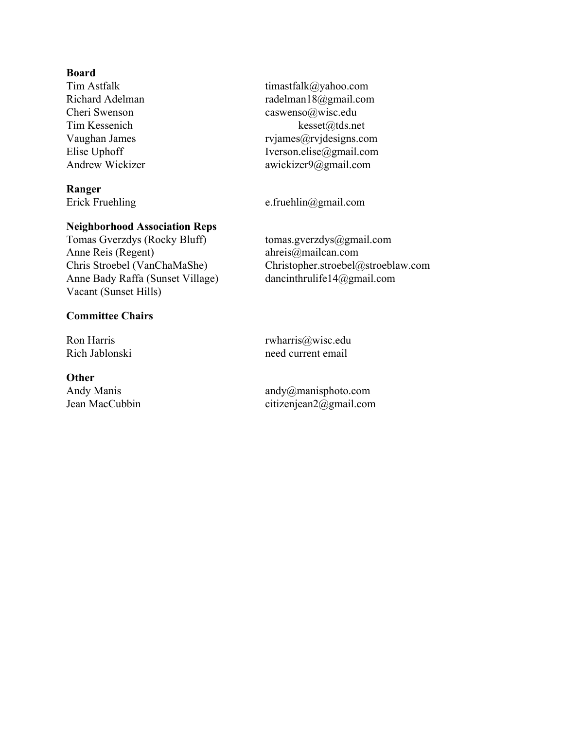**Board**

| | |
|---|---|
| Tim Astfalk | timastfalk@yahoo.com |
| Richard Adelman | radelman18@gmail.com |
| Cheri Swenson | caswenso@wisc.edu |
| Tim Kessenich | kesset@tds.net |
| Vaughan James | rvjames@rvjdesigns.com |
| Elise Uphoff | Iverson.elise@gmail.com |
| Andrew Wickizer | awickizer9@gmail.com |

**Ranger**

| | |
|---|---|
| Erick Fruehling | e.fruehlin@gmail.com |

**Neighborhood Association Reps**

| | |
|---|---|
| Tomas Gverzdys (Rocky Bluff) | tomas.gverzdys@gmail.com |
| Anne Reis (Regent) | ahreis@mailcan.com |
| Chris Stroebel (VanChaMaShe) | Christopher.stroebel@stroeblaw.com |
| Anne Bady Raffa (Sunset Village) | dancinthrulife14@gmail.com |
| Vacant (Sunset Hills) | |

**Committee Chairs**

| | |
|---|---|
| Ron Harris | rwharris@wisc.edu |
| Rich Jablonski | need current email |

**Other**

| | |
|---|---|
| Andy Manis | andy@manisphoto.com |
| Jean MacCubbin | citizenjean2@gmail.com |